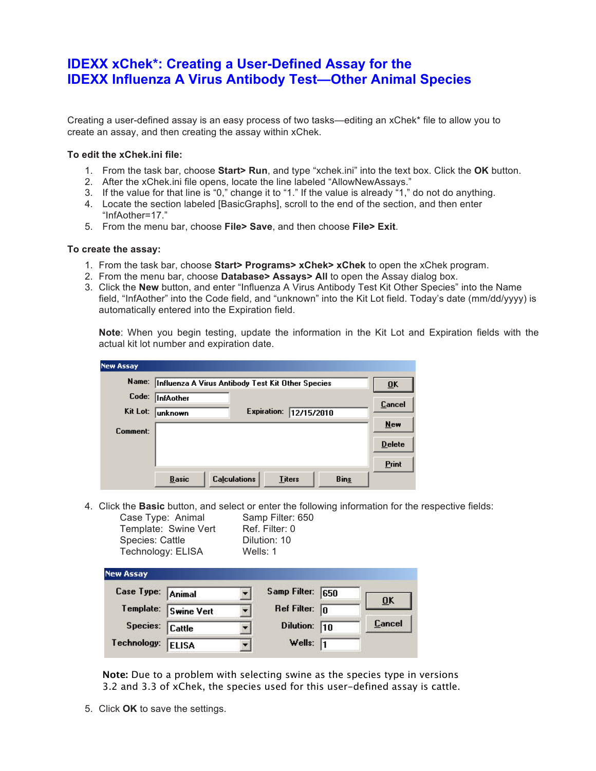# IDEXX xChek*: Creating a User-Defined Assay for the IDEXX Influenza A Virus Antibody Test—Other Animal Species

Creating a user-defined assay is an easy process of two tasks—editing an xChek* file to allow you to create an assay, and then creating the assay within xChek.

**To edit the xChek.ini file:**

1. From the task bar, choose **Start> Run**, and type "xchek.ini" into the text box. Click the **OK** button.
2. After the xChek.ini file opens, locate the line labeled "AllowNewAssays."
3. If the value for that line is "0," change it to "1." If the value is already "1," do not do anything.
4. Locate the section labeled [BasicGraphs], scroll to the end of the section, and then enter "InfAother=17."
5. From the menu bar, choose **File> Save**, and then choose **File> Exit**.

**To create the assay:**

1. From the task bar, choose **Start> Programs> xChek> xChek** to open the xChek program.
2. From the menu bar, choose **Database> Assays> All** to open the Assay dialog box.
3. Click the **New** button, and enter "Influenza A Virus Antibody Test Kit Other Species" into the Name field, "InfAother" into the Code field, and "unknown" into the Kit Lot field. Today's date (mm/dd/yyyy) is automatically entered into the Expiration field.

   **Note**: When you begin testing, update the information in the Kit Lot and Expiration fields with the actual kit lot number and expiration date.

   New Assay

   Name: Influenza A Virus Antibody Test Kit Other Species
   Code: InfAother
   Kit Lot: unknown    Expiration: 12/15/2010
   Comment:
   OK | Cancel | New | Delete | Print
   Basic | Calculations | Titers | Bins

4. Click the **Basic** button, and select or enter the following information for the respective fields:

   | | |
   |---|---|
   | Case Type: Animal | Samp Filter: 650 |
   | Template: Swine Vert | Ref. Filter: 0 |
   | Species: Cattle | Dilution: 10 |
   | Technology: ELISA | Wells: 1 |

   New Assay

   Case Type: Animal    Samp Filter: 650
   Template: Swine Vert    Ref Filter: 0
   Species: Cattle    Dilution: 10
   Technology: ELISA    Wells: 1
   OK | Cancel

   **Note:** Due to a problem with selecting swine as the species type in versions 3.2 and 3.3 of xChek, the species used for this user-defined assay is cattle.

5. Click **OK** to save the settings.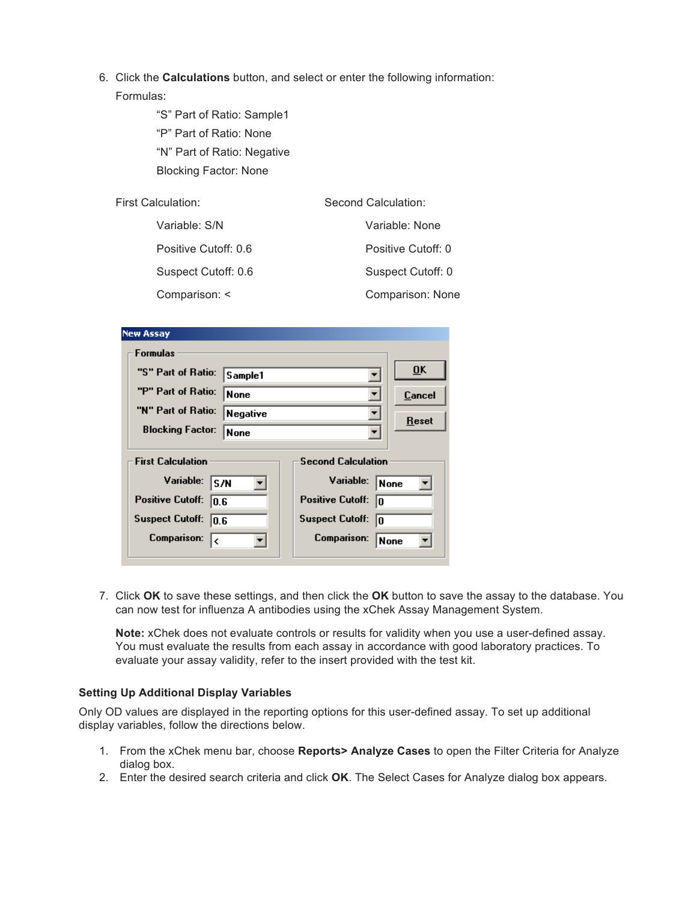6. Click the **Calculations** button, and select or enter the following information:

   Formulas:

   "S" Part of Ratio: Sample1

   "P" Part of Ratio: None

   "N" Part of Ratio: Negative

   Blocking Factor: None

   First Calculation:

   Variable: S/N

   Positive Cutoff: 0.6

   Suspect Cutoff: 0.6

   Comparison: <

   Second Calculation:

   Variable: None

   Positive Cutoff: 0

   Suspect Cutoff: 0

   Comparison: None

7. Click **OK** to save these settings, and then click the **OK** button to save the assay to the database. You can now test for influenza A antibodies using the xChek Assay Management System.

   **Note:** xChek does not evaluate controls or results for validity when you use a user-defined assay. You must evaluate the results from each assay in accordance with good laboratory practices. To evaluate your assay validity, refer to the insert provided with the test kit.

### Setting Up Additional Display Variables

Only OD values are displayed in the reporting options for this user-defined assay. To set up additional display variables, follow the directions below.

1. From the xChek menu bar, choose **Reports> Analyze Cases** to open the Filter Criteria for Analyze dialog box.
2. Enter the desired search criteria and click **OK**. The Select Cases for Analyze dialog box appears.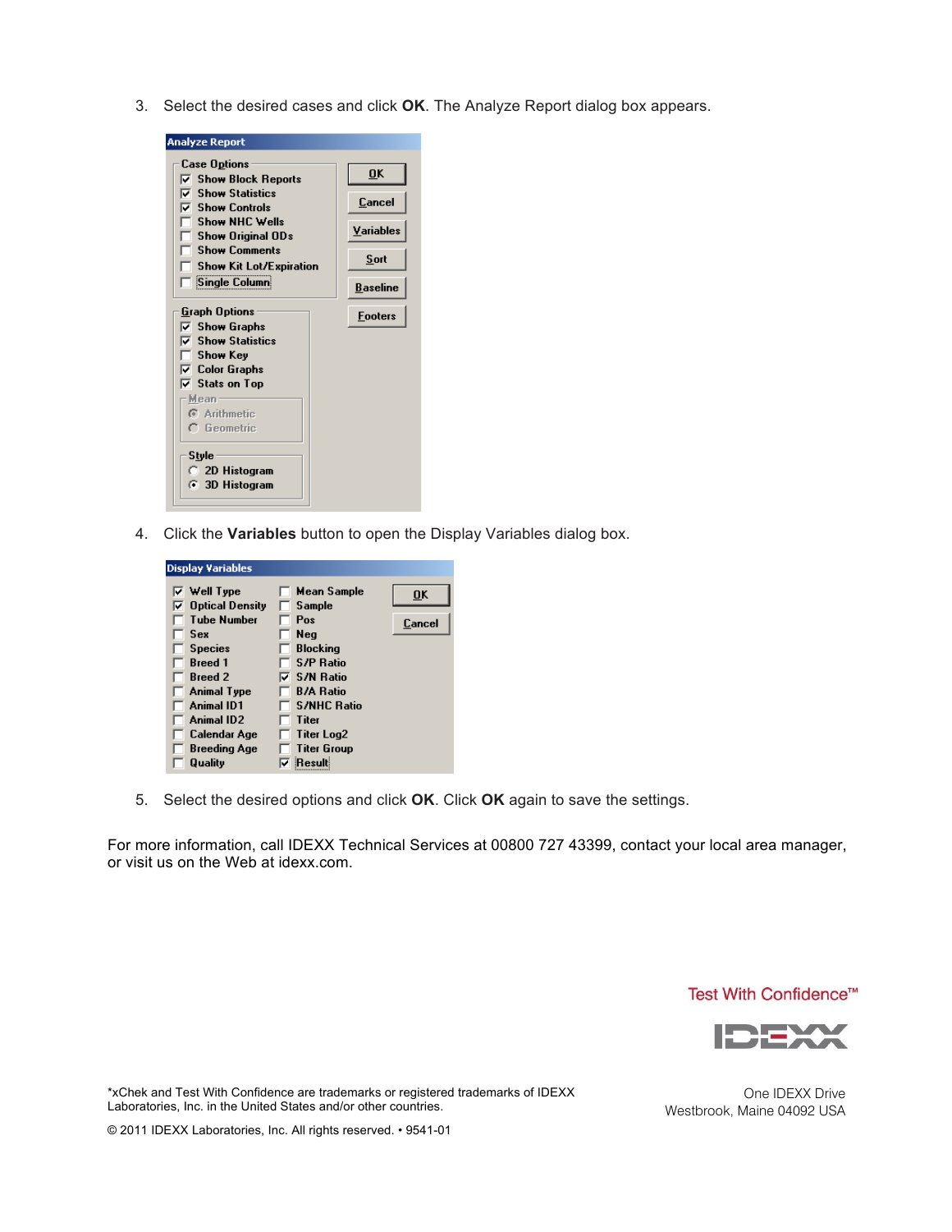3. Select the desired cases and click **OK**. The Analyze Report dialog box appears.

Analyze Report

Case Options
- [x] Show Block Reports
- [x] Show Statistics
- [x] Show Controls
- [ ] Show NHC Wells
- [ ] Show Original ODs
- [ ] Show Comments
- [ ] Show Kit Lot/Expiration
- [ ] Single Column

Graph Options
- [x] Show Graphs
- [x] Show Statistics
- [ ] Show Key
- [x] Color Graphs
- [x] Stats on Top

Mean
- (•) Arithmetic
- ( ) Geometric

Style
- ( ) 2D Histogram
- (•) 3D Histogram

OK | Cancel | Variables | Sort | Baseline | Footers

4. Click the **Variables** button to open the Display Variables dialog box.

Display Variables

- [x] Well Type
- [x] Optical Density
- [ ] Tube Number
- [ ] Sex
- [ ] Species
- [ ] Breed 1
- [ ] Breed 2
- [ ] Animal Type
- [ ] Animal ID1
- [ ] Animal ID2
- [ ] Calendar Age
- [ ] Breeding Age
- [ ] Quality
- [ ] Mean Sample
- [ ] Sample
- [ ] Pos
- [ ] Neg
- [ ] Blocking
- [ ] S/P Ratio
- [x] S/N Ratio
- [ ] B/A Ratio
- [ ] S/NHC Ratio
- [ ] Titer
- [ ] Titer Log2
- [ ] Titer Group
- [x] Result

OK | Cancel

5. Select the desired options and click **OK**. Click **OK** again to save the settings.

For more information, call IDEXX Technical Services at 00800 727 43399, contact your local area manager, or visit us on the Web at idexx.com.

Test With Confidence™

IDEXX

*xChek and Test With Confidence are trademarks or registered trademarks of IDEXX Laboratories, Inc. in the United States and/or other countries.

One IDEXX Drive
Westbrook, Maine 04092 USA

© 2011 IDEXX Laboratories, Inc. All rights reserved. • 9541-01